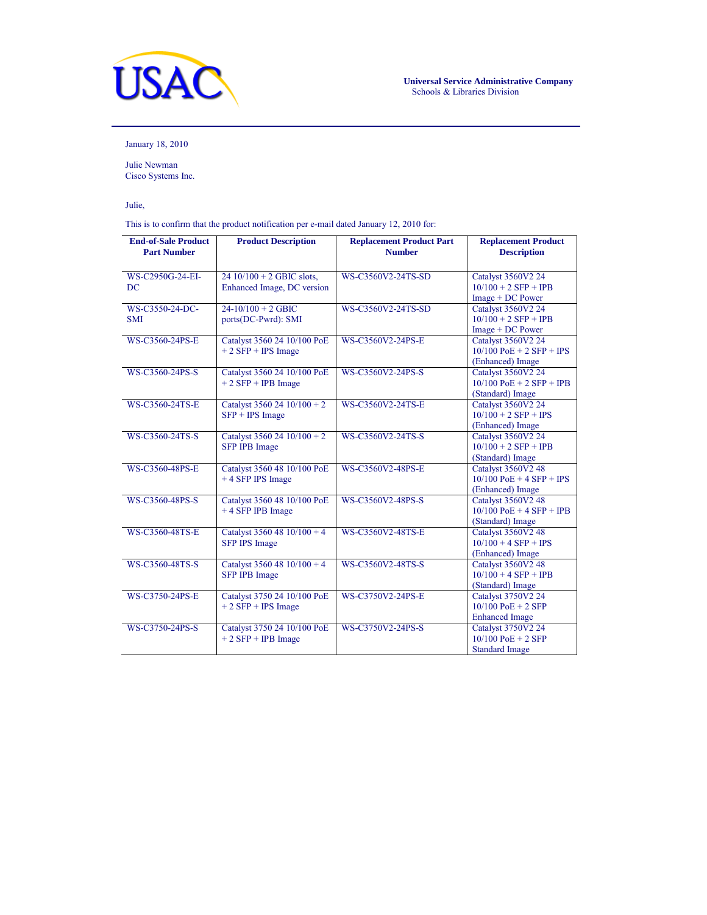USAC

**Universal Service Administrative Company**
Schools & Libraries Division

January 18, 2010

Julie Newman
Cisco Systems Inc.

Julie,

This is to confirm that the product notification per e-mail dated January 12, 2010 for:

| End-of-Sale Product Part Number | Product Description | Replacement Product Part Number | Replacement Product Description |
|---|---|---|---|
| WS-C2950G-24-EI-DC | 24 10/100 + 2 GBIC slots, Enhanced Image, DC version | WS-C3560V2-24TS-SD | Catalyst 3560V2 24 10/100 + 2 SFP + IPB Image + DC Power |
| WS-C3550-24-DC-SMI | 24-10/100 + 2 GBIC ports(DC-Pwrd): SMI | WS-C3560V2-24TS-SD | Catalyst 3560V2 24 10/100 + 2 SFP + IPB Image + DC Power |
| WS-C3560-24PS-E | Catalyst 3560 24 10/100 PoE + 2 SFP + IPS Image | WS-C3560V2-24PS-E | Catalyst 3560V2 24 10/100 PoE + 2 SFP + IPS (Enhanced) Image |
| WS-C3560-24PS-S | Catalyst 3560 24 10/100 PoE + 2 SFP + IPB Image | WS-C3560V2-24PS-S | Catalyst 3560V2 24 10/100 PoE + 2 SFP + IPB (Standard) Image |
| WS-C3560-24TS-E | Catalyst 3560 24 10/100 + 2 SFP + IPS Image | WS-C3560V2-24TS-E | Catalyst 3560V2 24 10/100 + 2 SFP + IPS (Enhanced) Image |
| WS-C3560-24TS-S | Catalyst 3560 24 10/100 + 2 SFP IPB Image | WS-C3560V2-24TS-S | Catalyst 3560V2 24 10/100 + 2 SFP + IPB (Standard) Image |
| WS-C3560-48PS-E | Catalyst 3560 48 10/100 PoE + 4 SFP IPS Image | WS-C3560V2-48PS-E | Catalyst 3560V2 48 10/100 PoE + 4 SFP + IPS (Enhanced) Image |
| WS-C3560-48PS-S | Catalyst 3560 48 10/100 PoE + 4 SFP IPB Image | WS-C3560V2-48PS-S | Catalyst 3560V2 48 10/100 PoE + 4 SFP + IPB (Standard) Image |
| WS-C3560-48TS-E | Catalyst 3560 48 10/100 + 4 SFP IPS Image | WS-C3560V2-48TS-E | Catalyst 3560V2 48 10/100 + 4 SFP + IPS (Enhanced) Image |
| WS-C3560-48TS-S | Catalyst 3560 48 10/100 + 4 SFP IPB Image | WS-C3560V2-48TS-S | Catalyst 3560V2 48 10/100 + 4 SFP + IPB (Standard) Image |
| WS-C3750-24PS-E | Catalyst 3750 24 10/100 PoE + 2 SFP + IPS Image | WS-C3750V2-24PS-E | Catalyst 3750V2 24 10/100 PoE + 2 SFP Enhanced Image |
| WS-C3750-24PS-S | Catalyst 3750 24 10/100 PoE + 2 SFP + IPB Image | WS-C3750V2-24PS-S | Catalyst 3750V2 24 10/100 PoE + 2 SFP Standard Image |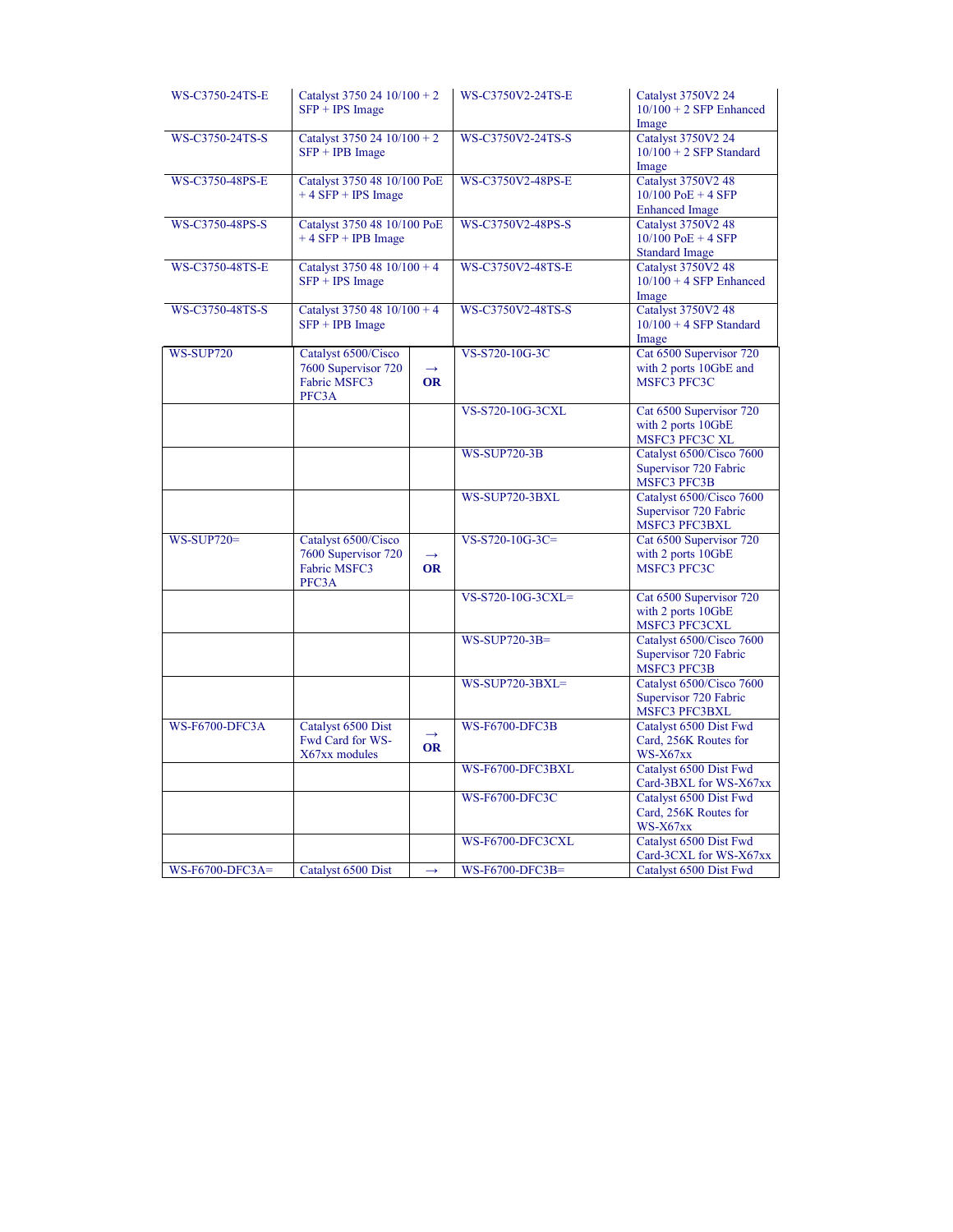| | | | | |
|---|---|---|---|---|
| WS-C3750-24TS-E | Catalyst 3750 24 10/100 + 2 SFP + IPS Image | | WS-C3750V2-24TS-E | Catalyst 3750V2 24 10/100 + 2 SFP Enhanced Image |
| WS-C3750-24TS-S | Catalyst 3750 24 10/100 + 2 SFP + IPB Image | | WS-C3750V2-24TS-S | Catalyst 3750V2 24 10/100 + 2 SFP Standard Image |
| WS-C3750-48PS-E | Catalyst 3750 48 10/100 PoE + 4 SFP + IPS Image | | WS-C3750V2-48PS-E | Catalyst 3750V2 48 10/100 PoE + 4 SFP Enhanced Image |
| WS-C3750-48PS-S | Catalyst 3750 48 10/100 PoE + 4 SFP + IPB Image | | WS-C3750V2-48PS-S | Catalyst 3750V2 48 10/100 PoE + 4 SFP Standard Image |
| WS-C3750-48TS-E | Catalyst 3750 48 10/100 + 4 SFP + IPS Image | | WS-C3750V2-48TS-E | Catalyst 3750V2 48 10/100 + 4 SFP Enhanced Image |
| WS-C3750-48TS-S | Catalyst 3750 48 10/100 + 4 SFP + IPB Image | | WS-C3750V2-48TS-S | Catalyst 3750V2 48 10/100 + 4 SFP Standard Image |
| WS-SUP720 | Catalyst 6500/Cisco 7600 Supervisor 720 Fabric MSFC3 PFC3A | → **OR** | VS-S720-10G-3C | Cat 6500 Supervisor 720 with 2 ports 10GbE and MSFC3 PFC3C |
| | | | VS-S720-10G-3CXL | Cat 6500 Supervisor 720 with 2 ports 10GbE MSFC3 PFC3C XL |
| | | | WS-SUP720-3B | Catalyst 6500/Cisco 7600 Supervisor 720 Fabric MSFC3 PFC3B |
| | | | WS-SUP720-3BXL | Catalyst 6500/Cisco 7600 Supervisor 720 Fabric MSFC3 PFC3BXL |
| WS-SUP720= | Catalyst 6500/Cisco 7600 Supervisor 720 Fabric MSFC3 PFC3A | → **OR** | VS-S720-10G-3C= | Cat 6500 Supervisor 720 with 2 ports 10GbE MSFC3 PFC3C |
| | | | VS-S720-10G-3CXL= | Cat 6500 Supervisor 720 with 2 ports 10GbE MSFC3 PFC3CXL |
| | | | WS-SUP720-3B= | Catalyst 6500/Cisco 7600 Supervisor 720 Fabric MSFC3 PFC3B |
| | | | WS-SUP720-3BXL= | Catalyst 6500/Cisco 7600 Supervisor 720 Fabric MSFC3 PFC3BXL |
| WS-F6700-DFC3A | Catalyst 6500 Dist Fwd Card for WS-X67xx modules | → **OR** | WS-F6700-DFC3B | Catalyst 6500 Dist Fwd Card, 256K Routes for WS-X67xx |
| | | | WS-F6700-DFC3BXL | Catalyst 6500 Dist Fwd Card-3BXL for WS-X67xx |
| | | | WS-F6700-DFC3C | Catalyst 6500 Dist Fwd Card, 256K Routes for WS-X67xx |
| | | | WS-F6700-DFC3CXL | Catalyst 6500 Dist Fwd Card-3CXL for WS-X67xx |
| WS-F6700-DFC3A= | Catalyst 6500 Dist | → | WS-F6700-DFC3B= | Catalyst 6500 Dist Fwd |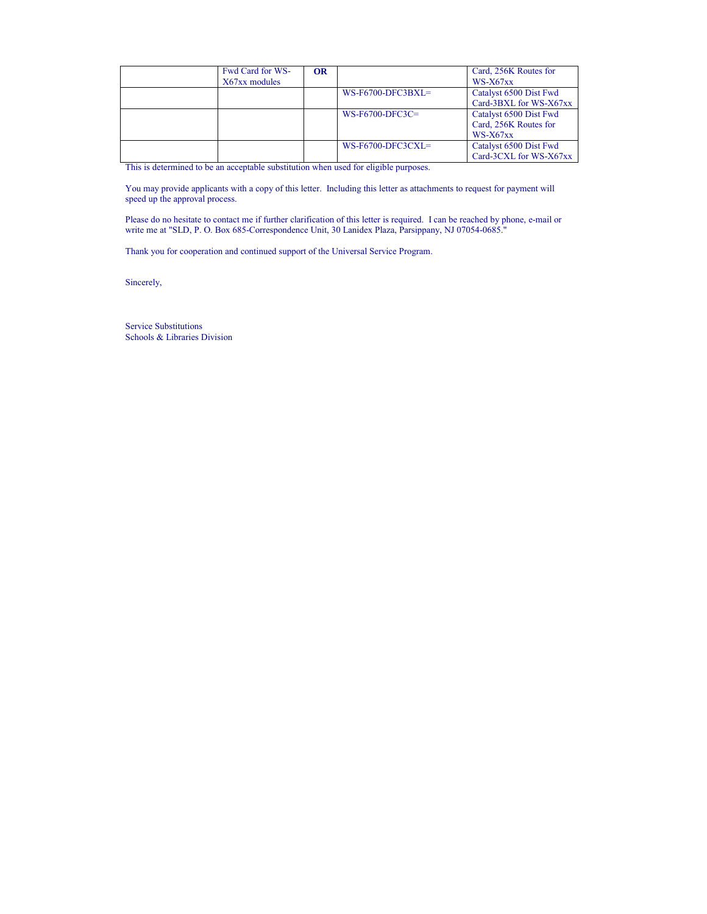| | | | | |
|---|---|---|---|---|
| | Fwd Card for WS-X67xx modules | **OR** | | Card, 256K Routes for WS-X67xx |
| | | | WS-F6700-DFC3BXL= | Catalyst 6500 Dist Fwd Card-3BXL for WS-X67xx |
| | | | WS-F6700-DFC3C= | Catalyst 6500 Dist Fwd Card, 256K Routes for WS-X67xx |
| | | | WS-F6700-DFC3CXL= | Catalyst 6500 Dist Fwd Card-3CXL for WS-X67xx |

This is determined to be an acceptable substitution when used for eligible purposes.

You may provide applicants with a copy of this letter. Including this letter as attachments to request for payment will speed up the approval process.

Please do no hesitate to contact me if further clarification of this letter is required. I can be reached by phone, e-mail or write me at "SLD, P. O. Box 685-Correspondence Unit, 30 Lanidex Plaza, Parsippany, NJ 07054-0685."

Thank you for cooperation and continued support of the Universal Service Program.

Sincerely,

Service Substitutions
Schools & Libraries Division